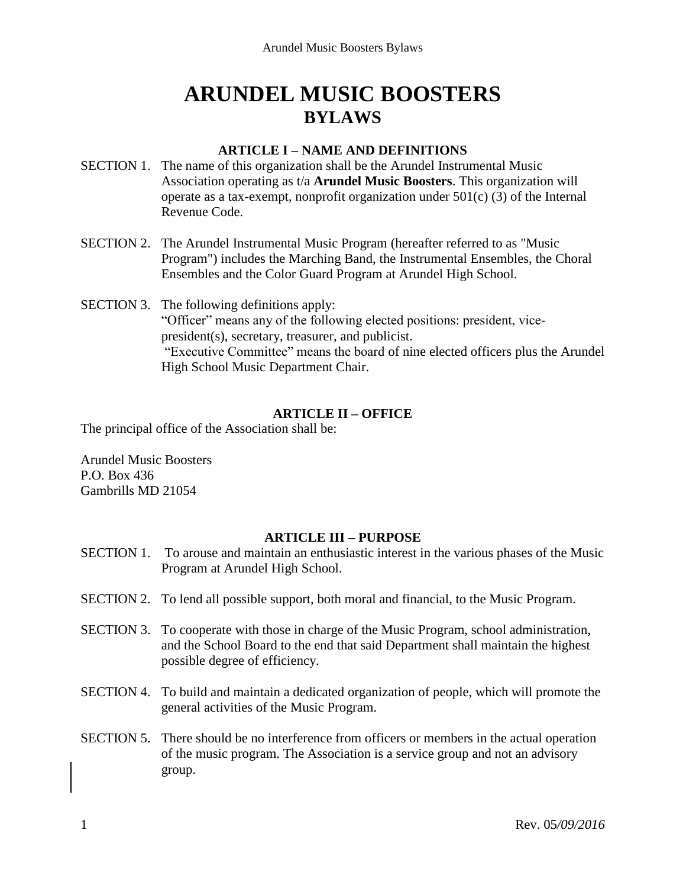# ARUNDEL MUSIC BOOSTERS
## BYLAWS

### ARTICLE I – NAME AND DEFINITIONS

SECTION 1. The name of this organization shall be the Arundel Instrumental Music Association operating as t/a **Arundel Music Boosters**. This organization will operate as a tax-exempt, nonprofit organization under 501(c) (3) of the Internal Revenue Code.

SECTION 2. The Arundel Instrumental Music Program (hereafter referred to as "Music Program") includes the Marching Band, the Instrumental Ensembles, the Choral Ensembles and the Color Guard Program at Arundel High School.

SECTION 3. The following definitions apply:
"Officer" means any of the following elected positions: president, vice-president(s), secretary, treasurer, and publicist.
"Executive Committee" means the board of nine elected officers plus the Arundel High School Music Department Chair.

### ARTICLE II – OFFICE

The principal office of the Association shall be:

Arundel Music Boosters
P.O. Box 436
Gambrills MD 21054

### ARTICLE III – PURPOSE

SECTION 1. To arouse and maintain an enthusiastic interest in the various phases of the Music Program at Arundel High School.

SECTION 2. To lend all possible support, both moral and financial, to the Music Program.

SECTION 3. To cooperate with those in charge of the Music Program, school administration, and the School Board to the end that said Department shall maintain the highest possible degree of efficiency.

SECTION 4. To build and maintain a dedicated organization of people, which will promote the general activities of the Music Program.

SECTION 5. There should be no interference from officers or members in the actual operation of the music program. The Association is a service group and not an advisory group.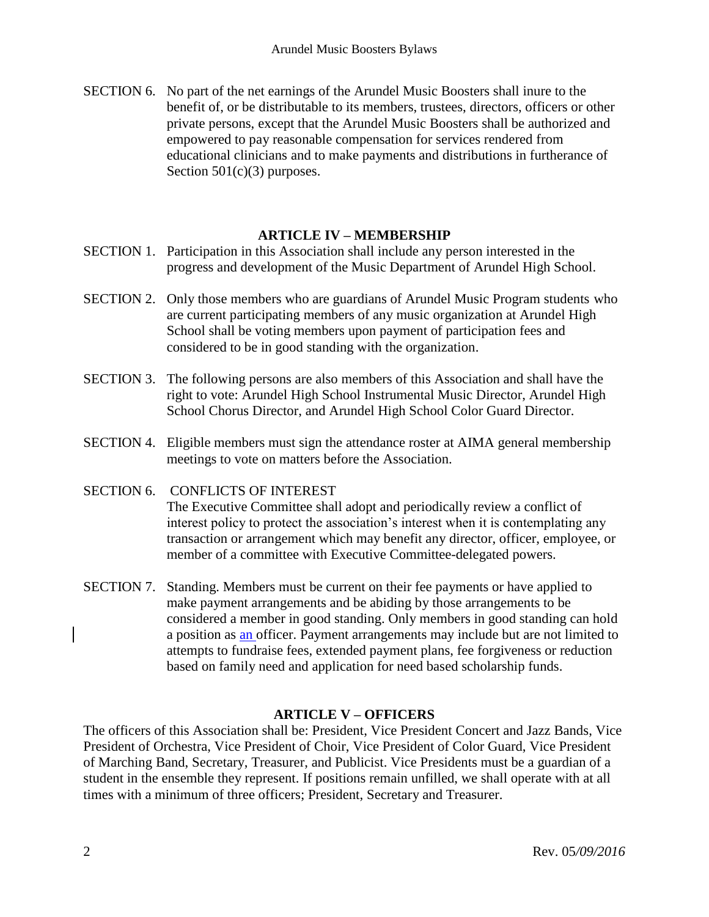SECTION 6. No part of the net earnings of the Arundel Music Boosters shall inure to the benefit of, or be distributable to its members, trustees, directors, officers or other private persons, except that the Arundel Music Boosters shall be authorized and empowered to pay reasonable compensation for services rendered from educational clinicians and to make payments and distributions in furtherance of Section 501(c)(3) purposes.

## ARTICLE IV – MEMBERSHIP

SECTION 1. Participation in this Association shall include any person interested in the progress and development of the Music Department of Arundel High School.

SECTION 2. Only those members who are guardians of Arundel Music Program students who are current participating members of any music organization at Arundel High School shall be voting members upon payment of participation fees and considered to be in good standing with the organization.

SECTION 3. The following persons are also members of this Association and shall have the right to vote: Arundel High School Instrumental Music Director, Arundel High School Chorus Director, and Arundel High School Color Guard Director.

SECTION 4. Eligible members must sign the attendance roster at AIMA general membership meetings to vote on matters before the Association.

SECTION 6. CONFLICTS OF INTEREST
The Executive Committee shall adopt and periodically review a conflict of interest policy to protect the association's interest when it is contemplating any transaction or arrangement which may benefit any director, officer, employee, or member of a committee with Executive Committee-delegated powers.

SECTION 7. Standing. Members must be current on their fee payments or have applied to make payment arrangements and be abiding by those arrangements to be considered a member in good standing. Only members in good standing can hold a position as an officer. Payment arrangements may include but are not limited to attempts to fundraise fees, extended payment plans, fee forgiveness or reduction based on family need and application for need based scholarship funds.

## ARTICLE V – OFFICERS

The officers of this Association shall be: President, Vice President Concert and Jazz Bands, Vice President of Orchestra, Vice President of Choir, Vice President of Color Guard, Vice President of Marching Band, Secretary, Treasurer, and Publicist. Vice Presidents must be a guardian of a student in the ensemble they represent. If positions remain unfilled, we shall operate with at all times with a minimum of three officers; President, Secretary and Treasurer.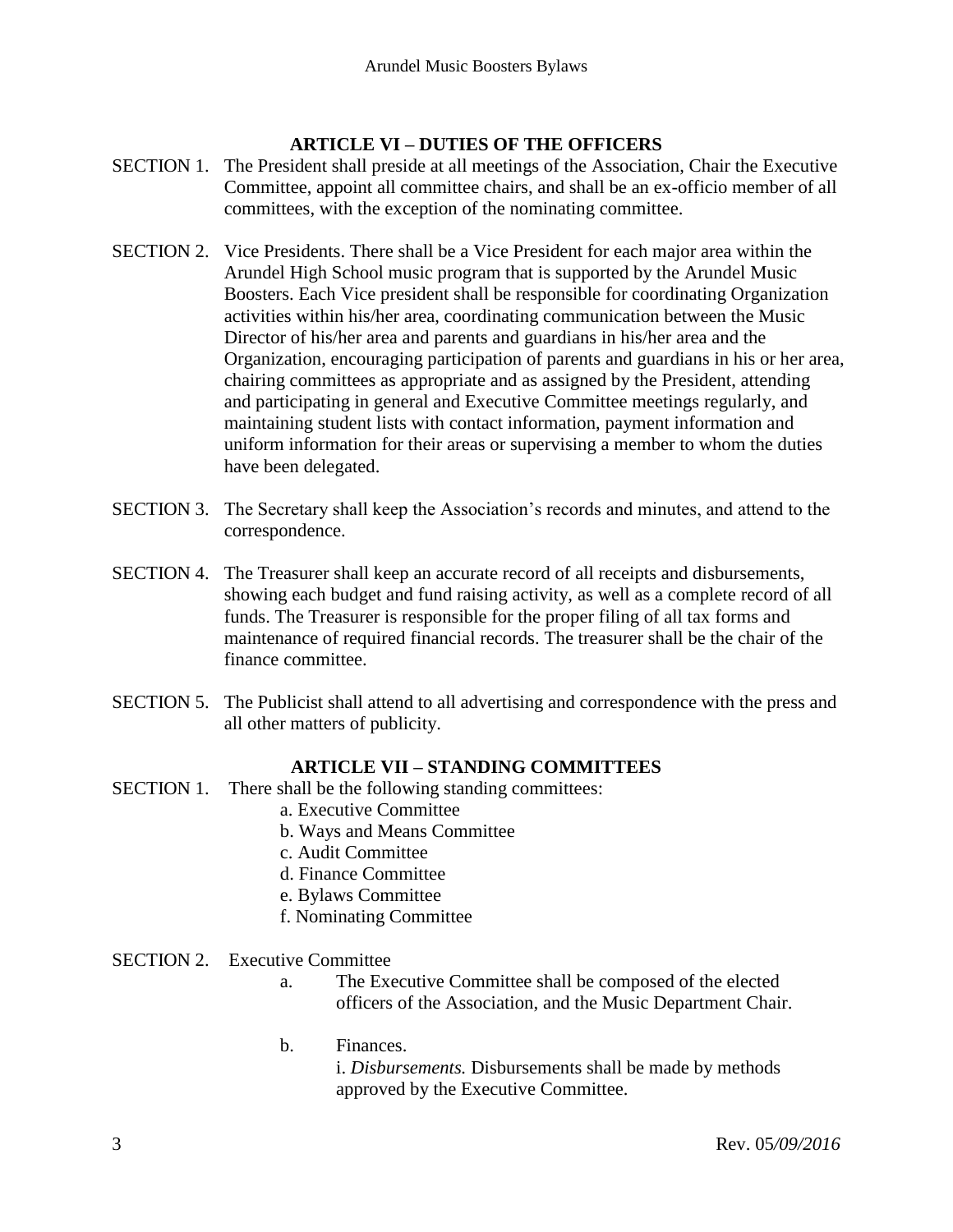## ARTICLE VI – DUTIES OF THE OFFICERS

SECTION 1. The President shall preside at all meetings of the Association, Chair the Executive Committee, appoint all committee chairs, and shall be an ex-officio member of all committees, with the exception of the nominating committee.

SECTION 2. Vice Presidents. There shall be a Vice President for each major area within the Arundel High School music program that is supported by the Arundel Music Boosters. Each Vice president shall be responsible for coordinating Organization activities within his/her area, coordinating communication between the Music Director of his/her area and parents and guardians in his/her area and the Organization, encouraging participation of parents and guardians in his or her area, chairing committees as appropriate and as assigned by the President, attending and participating in general and Executive Committee meetings regularly, and maintaining student lists with contact information, payment information and uniform information for their areas or supervising a member to whom the duties have been delegated.

SECTION 3. The Secretary shall keep the Association's records and minutes, and attend to the correspondence.

SECTION 4. The Treasurer shall keep an accurate record of all receipts and disbursements, showing each budget and fund raising activity, as well as a complete record of all funds. The Treasurer is responsible for the proper filing of all tax forms and maintenance of required financial records. The treasurer shall be the chair of the finance committee.

SECTION 5. The Publicist shall attend to all advertising and correspondence with the press and all other matters of publicity.

## ARTICLE VII – STANDING COMMITTEES

SECTION 1. There shall be the following standing committees:

a. Executive Committee
b. Ways and Means Committee
c. Audit Committee
d. Finance Committee
e. Bylaws Committee
f. Nominating Committee

SECTION 2. Executive Committee

a. The Executive Committee shall be composed of the elected officers of the Association, and the Music Department Chair.

b. Finances.
i. *Disbursements.* Disbursements shall be made by methods approved by the Executive Committee.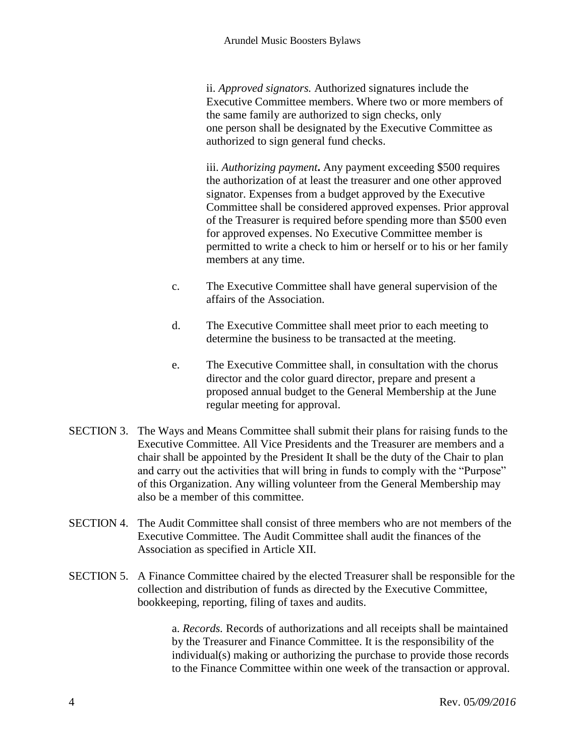ii. *Approved signators.* Authorized signatures include the Executive Committee members. Where two or more members of the same family are authorized to sign checks, only one person shall be designated by the Executive Committee as authorized to sign general fund checks.

iii. *Authorizing payment***.** Any payment exceeding $500 requires the authorization of at least the treasurer and one other approved signator. Expenses from a budget approved by the Executive Committee shall be considered approved expenses. Prior approval of the Treasurer is required before spending more than $500 even for approved expenses. No Executive Committee member is permitted to write a check to him or herself or to his or her family members at any time.

c. The Executive Committee shall have general supervision of the affairs of the Association.

d. The Executive Committee shall meet prior to each meeting to determine the business to be transacted at the meeting.

e. The Executive Committee shall, in consultation with the chorus director and the color guard director, prepare and present a proposed annual budget to the General Membership at the June regular meeting for approval.

SECTION 3. The Ways and Means Committee shall submit their plans for raising funds to the Executive Committee. All Vice Presidents and the Treasurer are members and a chair shall be appointed by the President It shall be the duty of the Chair to plan and carry out the activities that will bring in funds to comply with the "Purpose" of this Organization. Any willing volunteer from the General Membership may also be a member of this committee.

SECTION 4. The Audit Committee shall consist of three members who are not members of the Executive Committee. The Audit Committee shall audit the finances of the Association as specified in Article XII.

SECTION 5. A Finance Committee chaired by the elected Treasurer shall be responsible for the collection and distribution of funds as directed by the Executive Committee, bookkeeping, reporting, filing of taxes and audits.

a. *Records.* Records of authorizations and all receipts shall be maintained by the Treasurer and Finance Committee. It is the responsibility of the individual(s) making or authorizing the purchase to provide those records to the Finance Committee within one week of the transaction or approval.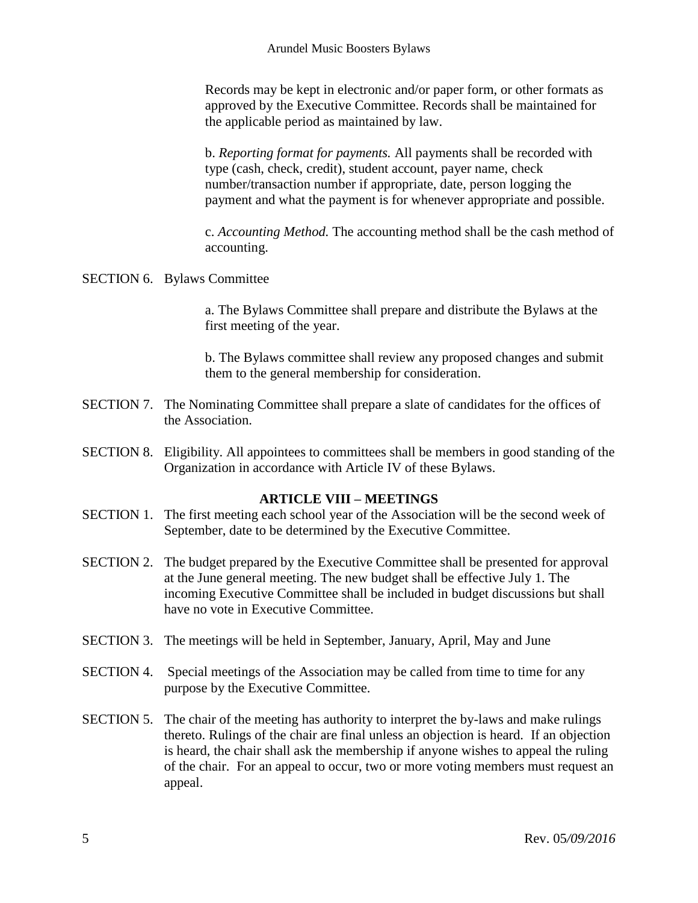Records may be kept in electronic and/or paper form, or other formats as approved by the Executive Committee. Records shall be maintained for the applicable period as maintained by law.

b. *Reporting format for payments.* All payments shall be recorded with type (cash, check, credit), student account, payer name, check number/transaction number if appropriate, date, person logging the payment and what the payment is for whenever appropriate and possible.

c. *Accounting Method.* The accounting method shall be the cash method of accounting.

SECTION 6. Bylaws Committee

a. The Bylaws Committee shall prepare and distribute the Bylaws at the first meeting of the year.

b. The Bylaws committee shall review any proposed changes and submit them to the general membership for consideration.

SECTION 7. The Nominating Committee shall prepare a slate of candidates for the offices of the Association.

SECTION 8. Eligibility. All appointees to committees shall be members in good standing of the Organization in accordance with Article IV of these Bylaws.

## ARTICLE VIII – MEETINGS

SECTION 1. The first meeting each school year of the Association will be the second week of September, date to be determined by the Executive Committee.

SECTION 2. The budget prepared by the Executive Committee shall be presented for approval at the June general meeting. The new budget shall be effective July 1. The incoming Executive Committee shall be included in budget discussions but shall have no vote in Executive Committee.

SECTION 3. The meetings will be held in September, January, April, May and June

SECTION 4. Special meetings of the Association may be called from time to time for any purpose by the Executive Committee.

SECTION 5. The chair of the meeting has authority to interpret the by-laws and make rulings thereto. Rulings of the chair are final unless an objection is heard. If an objection is heard, the chair shall ask the membership if anyone wishes to appeal the ruling of the chair. For an appeal to occur, two or more voting members must request an appeal.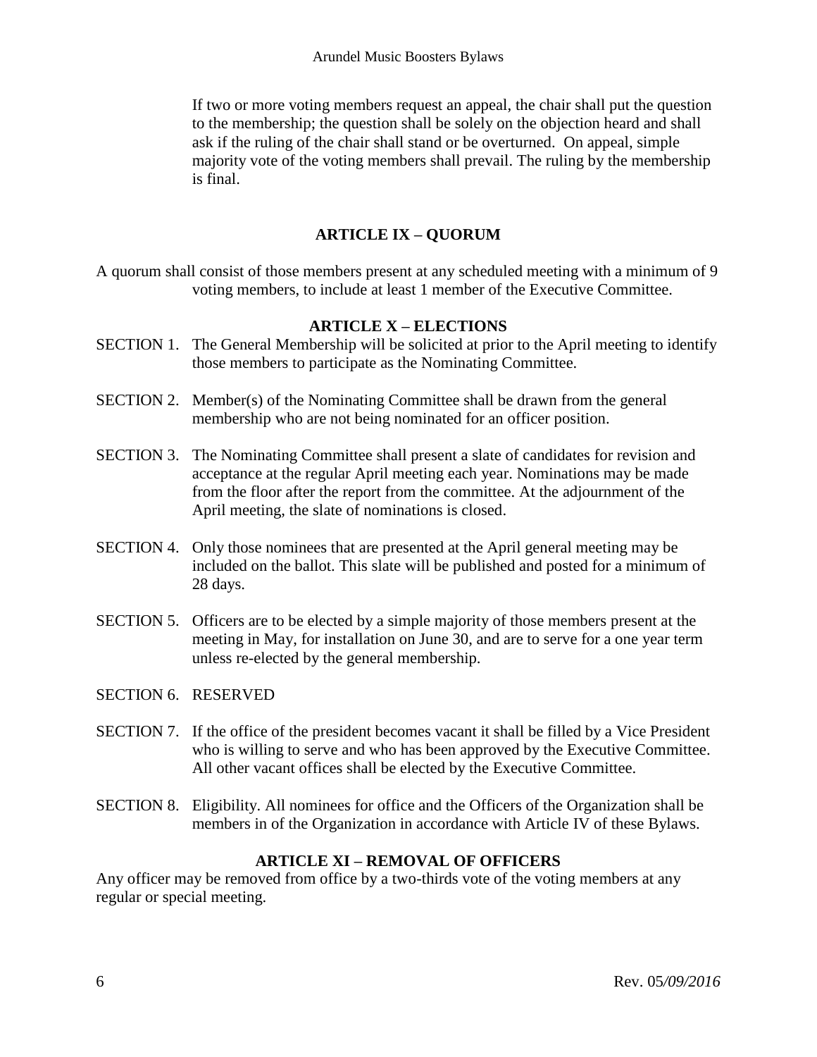If two or more voting members request an appeal, the chair shall put the question to the membership; the question shall be solely on the objection heard and shall ask if the ruling of the chair shall stand or be overturned. On appeal, simple majority vote of the voting members shall prevail. The ruling by the membership is final.

## ARTICLE IX – QUORUM

A quorum shall consist of those members present at any scheduled meeting with a minimum of 9 voting members, to include at least 1 member of the Executive Committee.

## ARTICLE X – ELECTIONS

SECTION 1. The General Membership will be solicited at prior to the April meeting to identify those members to participate as the Nominating Committee.

SECTION 2. Member(s) of the Nominating Committee shall be drawn from the general membership who are not being nominated for an officer position.

SECTION 3. The Nominating Committee shall present a slate of candidates for revision and acceptance at the regular April meeting each year. Nominations may be made from the floor after the report from the committee. At the adjournment of the April meeting, the slate of nominations is closed.

SECTION 4. Only those nominees that are presented at the April general meeting may be included on the ballot. This slate will be published and posted for a minimum of 28 days.

SECTION 5. Officers are to be elected by a simple majority of those members present at the meeting in May, for installation on June 30, and are to serve for a one year term unless re-elected by the general membership.

SECTION 6. RESERVED

SECTION 7. If the office of the president becomes vacant it shall be filled by a Vice President who is willing to serve and who has been approved by the Executive Committee. All other vacant offices shall be elected by the Executive Committee.

SECTION 8. Eligibility. All nominees for office and the Officers of the Organization shall be members in of the Organization in accordance with Article IV of these Bylaws.

## ARTICLE XI – REMOVAL OF OFFICERS

Any officer may be removed from office by a two-thirds vote of the voting members at any regular or special meeting.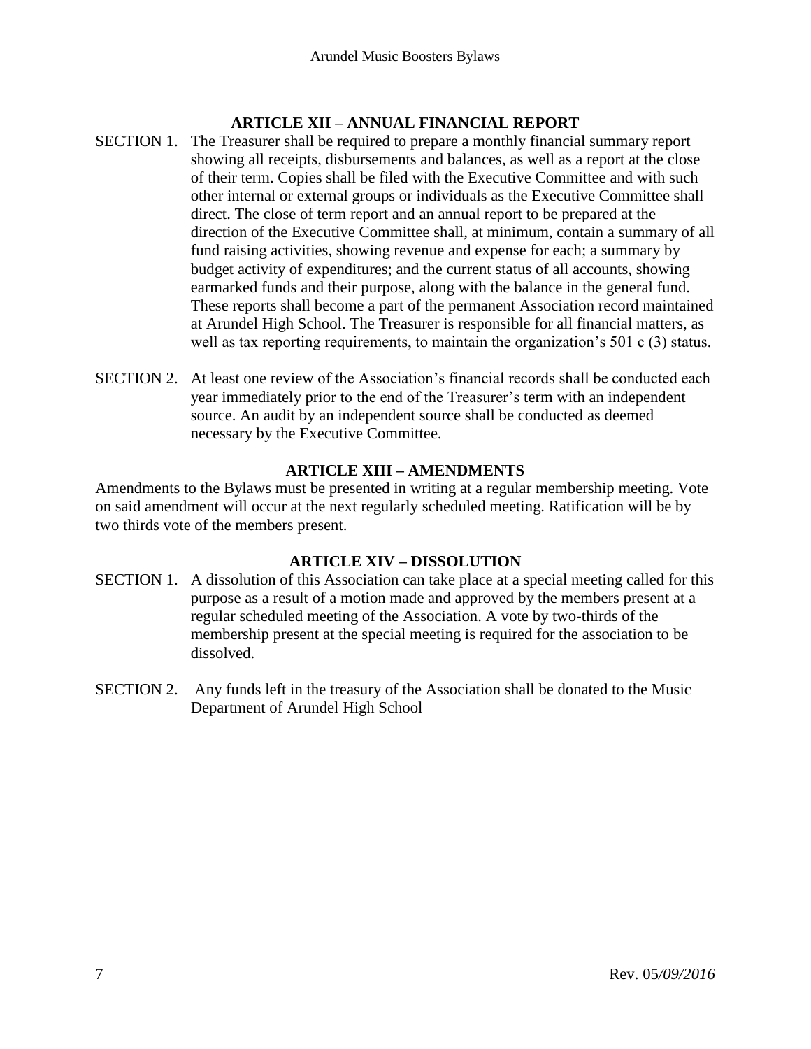## ARTICLE XII – ANNUAL FINANCIAL REPORT

SECTION 1. The Treasurer shall be required to prepare a monthly financial summary report showing all receipts, disbursements and balances, as well as a report at the close of their term. Copies shall be filed with the Executive Committee and with such other internal or external groups or individuals as the Executive Committee shall direct. The close of term report and an annual report to be prepared at the direction of the Executive Committee shall, at minimum, contain a summary of all fund raising activities, showing revenue and expense for each; a summary by budget activity of expenditures; and the current status of all accounts, showing earmarked funds and their purpose, along with the balance in the general fund. These reports shall become a part of the permanent Association record maintained at Arundel High School. The Treasurer is responsible for all financial matters, as well as tax reporting requirements, to maintain the organization's 501 c (3) status.

SECTION 2. At least one review of the Association's financial records shall be conducted each year immediately prior to the end of the Treasurer's term with an independent source. An audit by an independent source shall be conducted as deemed necessary by the Executive Committee.

## ARTICLE XIII – AMENDMENTS

Amendments to the Bylaws must be presented in writing at a regular membership meeting. Vote on said amendment will occur at the next regularly scheduled meeting. Ratification will be by two thirds vote of the members present.

## ARTICLE XIV – DISSOLUTION

SECTION 1. A dissolution of this Association can take place at a special meeting called for this purpose as a result of a motion made and approved by the members present at a regular scheduled meeting of the Association. A vote by two-thirds of the membership present at the special meeting is required for the association to be dissolved.

SECTION 2. Any funds left in the treasury of the Association shall be donated to the Music Department of Arundel High School